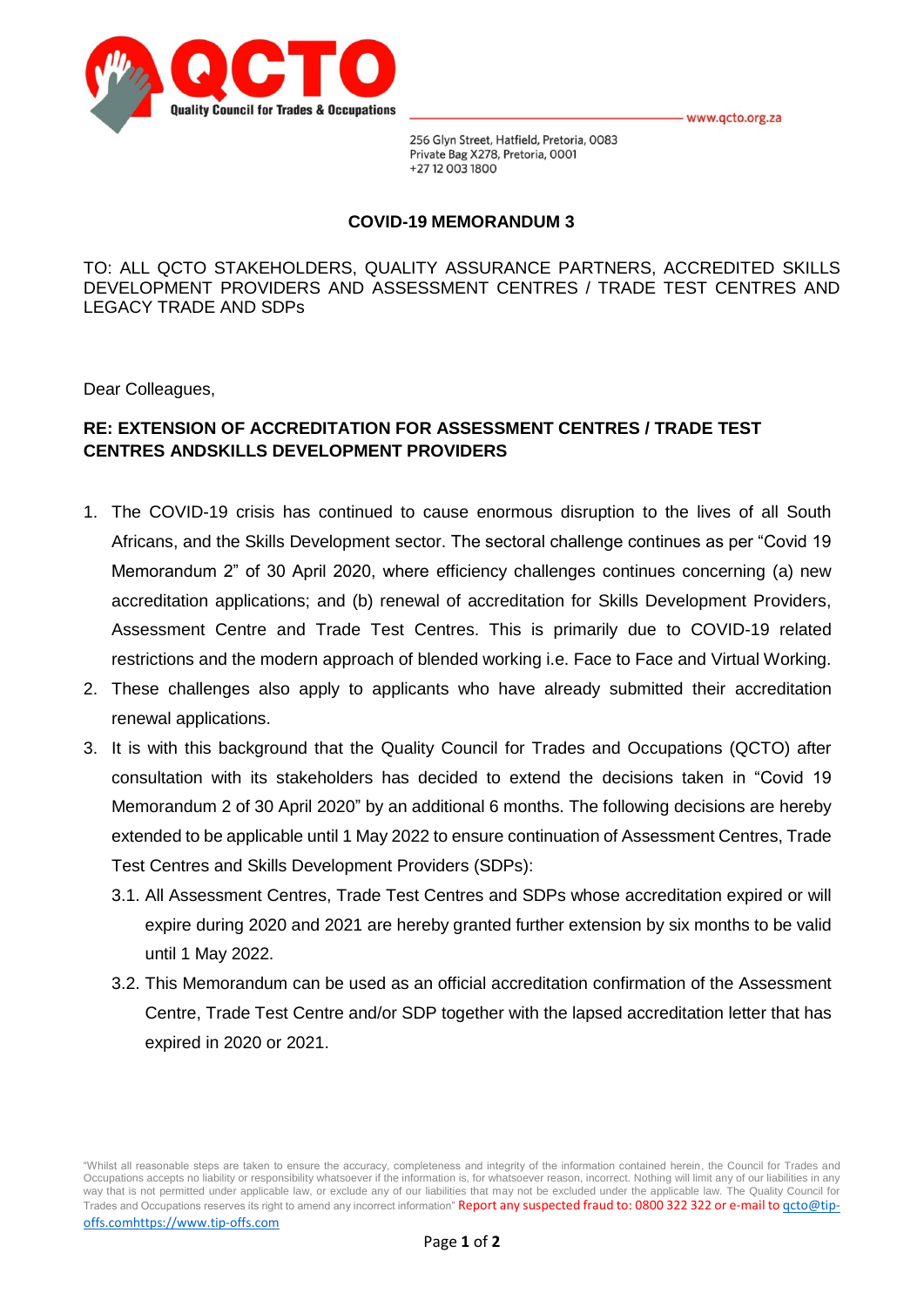QCTO

Quality Council for Trades & Occupations

www.qcto.org.za

256 Glyn Street, Hatfield, Pretoria, 0083
Private Bag X278, Pretoria, 0001
+27 12 003 1800

**COVID-19 MEMORANDUM 3**

TO: ALL QCTO STAKEHOLDERS, QUALITY ASSURANCE PARTNERS, ACCREDITED SKILLS DEVELOPMENT PROVIDERS AND ASSESSMENT CENTRES / TRADE TEST CENTRES AND LEGACY TRADE AND SDPs

Dear Colleagues,

**RE: EXTENSION OF ACCREDITATION FOR ASSESSMENT CENTRES / TRADE TEST CENTRES ANDSKILLS DEVELOPMENT PROVIDERS**

1. The COVID-19 crisis has continued to cause enormous disruption to the lives of all South Africans, and the Skills Development sector. The sectoral challenge continues as per "Covid 19 Memorandum 2" of 30 April 2020, where efficiency challenges continues concerning (a) new accreditation applications; and (b) renewal of accreditation for Skills Development Providers, Assessment Centre and Trade Test Centres. This is primarily due to COVID-19 related restrictions and the modern approach of blended working i.e. Face to Face and Virtual Working.
2. These challenges also apply to applicants who have already submitted their accreditation renewal applications.
3. It is with this background that the Quality Council for Trades and Occupations (QCTO) after consultation with its stakeholders has decided to extend the decisions taken in "Covid 19 Memorandum 2 of 30 April 2020" by an additional 6 months. The following decisions are hereby extended to be applicable until 1 May 2022 to ensure continuation of Assessment Centres, Trade Test Centres and Skills Development Providers (SDPs):
   3.1. All Assessment Centres, Trade Test Centres and SDPs whose accreditation expired or will expire during 2020 and 2021 are hereby granted further extension by six months to be valid until 1 May 2022.
   3.2. This Memorandum can be used as an official accreditation confirmation of the Assessment Centre, Trade Test Centre and/or SDP together with the lapsed accreditation letter that has expired in 2020 or 2021.

"Whilst all reasonable steps are taken to ensure the accuracy, completeness and integrity of the information contained herein, the Council for Trades and Occupations accepts no liability or responsibility whatsoever if the information is, for whatsoever reason, incorrect. Nothing will limit any of our liabilities in any way that is not permitted under applicable law, or exclude any of our liabilities that may not be excluded under the applicable law. The Quality Council for Trades and Occupations reserves its right to amend any incorrect information" Report any suspected fraud to: 0800 322 322 or e-mail to qcto@tip-offs.comhttps://www.tip-offs.com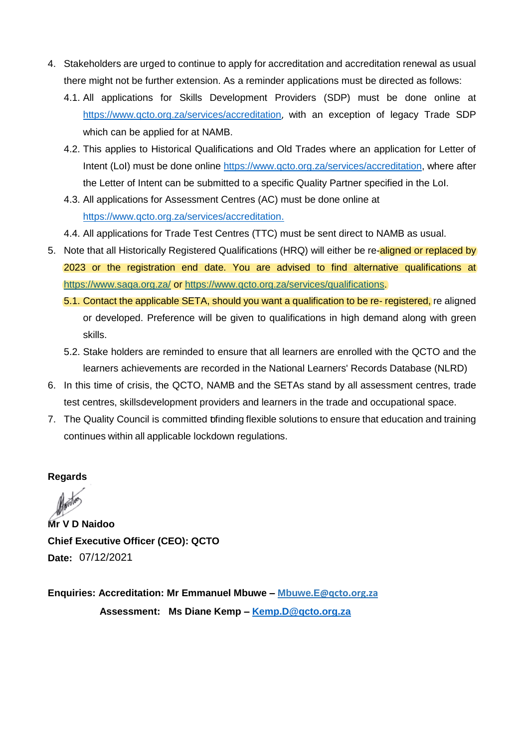4. Stakeholders are urged to continue to apply for accreditation and accreditation renewal as usual there might not be further extension. As a reminder applications must be directed as follows:
   4.1. All applications for Skills Development Providers (SDP) must be done online at https://www.qcto.org.za/services/accreditation, with an exception of legacy Trade SDP which can be applied for at NAMB.
   4.2. This applies to Historical Qualifications and Old Trades where an application for Letter of Intent (LoI) must be done online https://www.qcto.org.za/services/accreditation, where after the Letter of Intent can be submitted to a specific Quality Partner specified in the LoI.
   4.3. All applications for Assessment Centres (AC) must be done online at https://www.qcto.org.za/services/accreditation.
   4.4. All applications for Trade Test Centres (TTC) must be sent direct to NAMB as usual.
5. Note that all Historically Registered Qualifications (HRQ) will either be re-aligned or replaced by 2023 or the registration end date. You are advised to find alternative qualifications at https://www.saqa.org.za/ or https://www.qcto.org.za/services/qualifications.
   5.1. Contact the applicable SETA, should you want a qualification to be re- registered, re aligned or developed. Preference will be given to qualifications in high demand along with green skills.
   5.2. Stake holders are reminded to ensure that all learners are enrolled with the QCTO and the learners achievements are recorded in the National Learners' Records Database (NLRD)
6. In this time of crisis, the QCTO, NAMB and the SETAs stand by all assessment centres, trade test centres, skillsdevelopment providers and learners in the trade and occupational space.
7. The Quality Council is committed tofinding flexible solutions to ensure that education and training continues within all applicable lockdown regulations.

**Regards**

**Mr V D Naidoo**
**Chief Executive Officer (CEO): QCTO**
**Date:** 07/12/2021

**Enquiries: Accreditation: Mr Emmanuel Mbuwe – Mbuwe.E@qcto.org.za**
**Assessment: Ms Diane Kemp – Kemp.D@qcto.org.za**